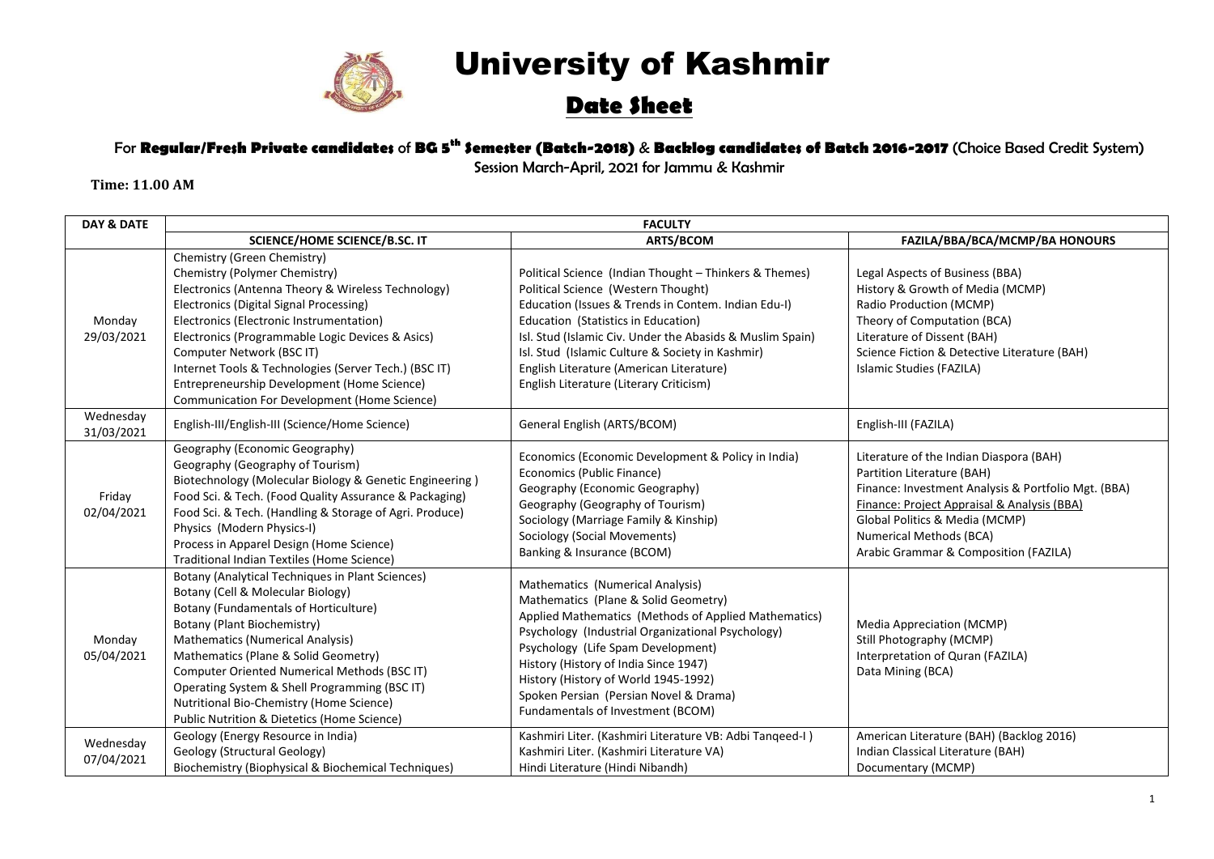# University of Kashmir

## Date Sheet

For **Regular/Fresh Private candidates** of **BG 5th Semester (Batch-2018)** & **Backlog candidates of Batch 2016-2017** (Choice Based Credit System)
Session March-April, 2021 for Jammu & Kashmir

**Time: 11.00 AM**

| DAY & DATE | FACULTY | | |
|---|---|---|---|
| | **SCIENCE/HOME SCIENCE/B.SC. IT** | **ARTS/BCOM** | **FAZILA/BBA/BCA/MCMP/BA HONOURS** |
| Monday 29/03/2021 | Chemistry (Green Chemistry)<br>Chemistry (Polymer Chemistry)<br>Electronics (Antenna Theory & Wireless Technology)<br>Electronics (Digital Signal Processing)<br>Electronics (Electronic Instrumentation)<br>Electronics (Programmable Logic Devices & Asics)<br>Computer Network (BSC IT)<br>Internet Tools & Technologies (Server Tech.) (BSC IT)<br>Entrepreneurship Development (Home Science)<br>Communication For Development (Home Science) | Political Science (Indian Thought – Thinkers & Themes)<br>Political Science (Western Thought)<br>Education (Issues & Trends in Contem. Indian Edu-I)<br>Education (Statistics in Education)<br>Isl. Stud (Islamic Civ. Under the Abasids & Muslim Spain)<br>Isl. Stud (Islamic Culture & Society in Kashmir)<br>English Literature (American Literature)<br>English Literature (Literary Criticism) | Legal Aspects of Business (BBA)<br>History & Growth of Media (MCMP)<br>Radio Production (MCMP)<br>Theory of Computation (BCA)<br>Literature of Dissent (BAH)<br>Science Fiction & Detective Literature (BAH)<br>Islamic Studies (FAZILA) |
| Wednesday 31/03/2021 | English-III/English-III (Science/Home Science) | General English (ARTS/BCOM) | English-III (FAZILA) |
| Friday 02/04/2021 | Geography (Economic Geography)<br>Geography (Geography of Tourism)<br>Biotechnology (Molecular Biology & Genetic Engineering )<br>Food Sci. & Tech. (Food Quality Assurance & Packaging)<br>Food Sci. & Tech. (Handling & Storage of Agri. Produce)<br>Physics (Modern Physics-I)<br>Process in Apparel Design (Home Science)<br>Traditional Indian Textiles (Home Science) | Economics (Economic Development & Policy in India)<br>Economics (Public Finance)<br>Geography (Economic Geography)<br>Geography (Geography of Tourism)<br>Sociology (Marriage Family & Kinship)<br>Sociology (Social Movements)<br>Banking & Insurance (BCOM) | Literature of the Indian Diaspora (BAH)<br>Partition Literature (BAH)<br>Finance: Investment Analysis & Portfolio Mgt. (BBA)<br>Finance: Project Appraisal & Analysis (BBA)<br>Global Politics & Media (MCMP)<br>Numerical Methods (BCA)<br>Arabic Grammar & Composition (FAZILA) |
| Monday 05/04/2021 | Botany (Analytical Techniques in Plant Sciences)<br>Botany (Cell & Molecular Biology)<br>Botany (Fundamentals of Horticulture)<br>Botany (Plant Biochemistry)<br>Mathematics (Numerical Analysis)<br>Mathematics (Plane & Solid Geometry)<br>Computer Oriented Numerical Methods (BSC IT)<br>Operating System & Shell Programming (BSC IT)<br>Nutritional Bio-Chemistry (Home Science)<br>Public Nutrition & Dietetics (Home Science) | Mathematics (Numerical Analysis)<br>Mathematics (Plane & Solid Geometry)<br>Applied Mathematics (Methods of Applied Mathematics)<br>Psychology (Industrial Organizational Psychology)<br>Psychology (Life Spam Development)<br>History (History of India Since 1947)<br>History (History of World 1945-1992)<br>Spoken Persian (Persian Novel & Drama)<br>Fundamentals of Investment (BCOM) | Media Appreciation (MCMP)<br>Still Photography (MCMP)<br>Interpretation of Quran (FAZILA)<br>Data Mining (BCA) |
| Wednesday 07/04/2021 | Geology (Energy Resource in India)<br>Geology (Structural Geology)<br>Biochemistry (Biophysical & Biochemical Techniques) | Kashmiri Liter. (Kashmiri Literature VB: Adbi Tanqeed-I )<br>Kashmiri Liter. (Kashmiri Literature VA)<br>Hindi Literature (Hindi Nibandh) | American Literature (BAH) (Backlog 2016)<br>Indian Classical Literature (BAH)<br>Documentary (MCMP) |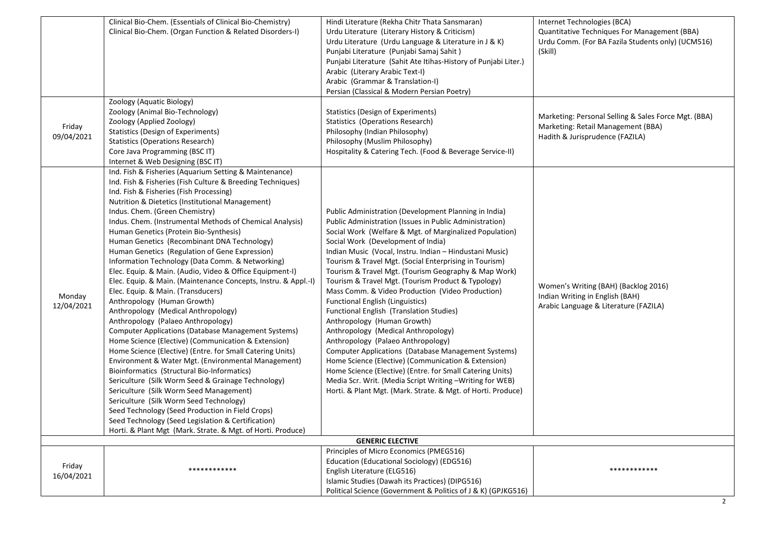| | | | |
|---|---|---|---|
| | Clinical Bio-Chem. (Essentials of Clinical Bio-Chemistry)<br>Clinical Bio-Chem. (Organ Function & Related Disorders-I) | Hindi Literature (Rekha Chitr Thata Sansmaran)<br>Urdu Literature (Literary History & Criticism)<br>Urdu Literature (Urdu Language & Literature in J & K)<br>Punjabi Literature (Punjabi Samaj Sahit )<br>Punjabi Literature (Sahit Ate Itihas-History of Punjabi Liter.)<br>Arabic (Literary Arabic Text-I)<br>Arabic (Grammar & Translation-I)<br>Persian (Classical & Modern Persian Poetry) | Internet Technologies (BCA)<br>Quantitative Techniques For Management (BBA)<br>Urdu Comm. (For BA Fazila Students only) (UCM516) (Skill) |
| Friday 09/04/2021 | Zoology (Aquatic Biology)<br>Zoology (Animal Bio-Technology)<br>Zoology (Applied Zoology)<br>Statistics (Design of Experiments)<br>Statistics (Operations Research)<br>Core Java Programming (BSC IT)<br>Internet & Web Designing (BSC IT) | Statistics (Design of Experiments)<br>Statistics (Operations Research)<br>Philosophy (Indian Philosophy)<br>Philosophy (Muslim Philosophy)<br>Hospitality & Catering Tech. (Food & Beverage Service-II) | Marketing: Personal Selling & Sales Force Mgt. (BBA)<br>Marketing: Retail Management (BBA)<br>Hadith & Jurisprudence (FAZILA) |
| Monday 12/04/2021 | Ind. Fish & Fisheries (Aquarium Setting & Maintenance)<br>Ind. Fish & Fisheries (Fish Culture & Breeding Techniques)<br>Ind. Fish & Fisheries (Fish Processing)<br>Nutrition & Dietetics (Institutional Management)<br>Indus. Chem. (Green Chemistry)<br>Indus. Chem. (Instrumental Methods of Chemical Analysis)<br>Human Genetics (Protein Bio-Synthesis)<br>Human Genetics (Recombinant DNA Technology)<br>Human Genetics (Regulation of Gene Expression)<br>Information Technology (Data Comm. & Networking)<br>Elec. Equip. & Main. (Audio, Video & Office Equipment-I)<br>Elec. Equip. & Main. (Maintenance Concepts, Instru. & Appl.-I)<br>Elec. Equip. & Main. (Transducers)<br>Anthropology (Human Growth)<br>Anthropology (Medical Anthropology)<br>Anthropology (Palaeo Anthropology)<br>Computer Applications (Database Management Systems)<br>Home Science (Elective) (Communication & Extension)<br>Home Science (Elective) (Entre. for Small Catering Units)<br>Environment & Water Mgt. (Environmental Management)<br>Bioinformatics (Structural Bio-Informatics)<br>Sericulture (Silk Worm Seed & Grainage Technology)<br>Sericulture (Silk Worm Seed Management)<br>Sericulture (Silk Worm Seed Technology)<br>Seed Technology (Seed Production in Field Crops)<br>Seed Technology (Seed Legislation & Certification)<br>Horti. & Plant Mgt (Mark. Strate. & Mgt. of Horti. Produce) | Public Administration (Development Planning in India)<br>Public Administration (Issues in Public Administration)<br>Social Work (Welfare & Mgt. of Marginalized Population)<br>Social Work (Development of India)<br>Indian Music (Vocal, Instru. Indian – Hindustani Music)<br>Tourism & Travel Mgt. (Social Enterprising in Tourism)<br>Tourism & Travel Mgt. (Tourism Geography & Map Work)<br>Tourism & Travel Mgt. (Tourism Product & Typology)<br>Mass Comm. & Video Production (Video Production)<br>Functional English (Linguistics)<br>Functional English (Translation Studies)<br>Anthropology (Human Growth)<br>Anthropology (Medical Anthropology)<br>Anthropology (Palaeo Anthropology)<br>Computer Applications (Database Management Systems)<br>Home Science (Elective) (Communication & Extension)<br>Home Science (Elective) (Entre. for Small Catering Units)<br>Media Scr. Writ. (Media Script Writing –Writing for WEB)<br>Horti. & Plant Mgt. (Mark. Strate. & Mgt. of Horti. Produce) | Women's Writing (BAH) (Backlog 2016)<br>Indian Writing in English (BAH)<br>Arabic Language & Literature (FAZILA) |
| | | **GENERIC ELECTIVE** | |
| Friday 16/04/2021 | ************ | Principles of Micro Economics (PMEG516)<br>Education (Educational Sociology) (EDG516)<br>English Literature (ELG516)<br>Islamic Studies (Dawah its Practices) (DIPG516)<br>Political Science (Government & Politics of J & K) (GPJKG516) | ************ |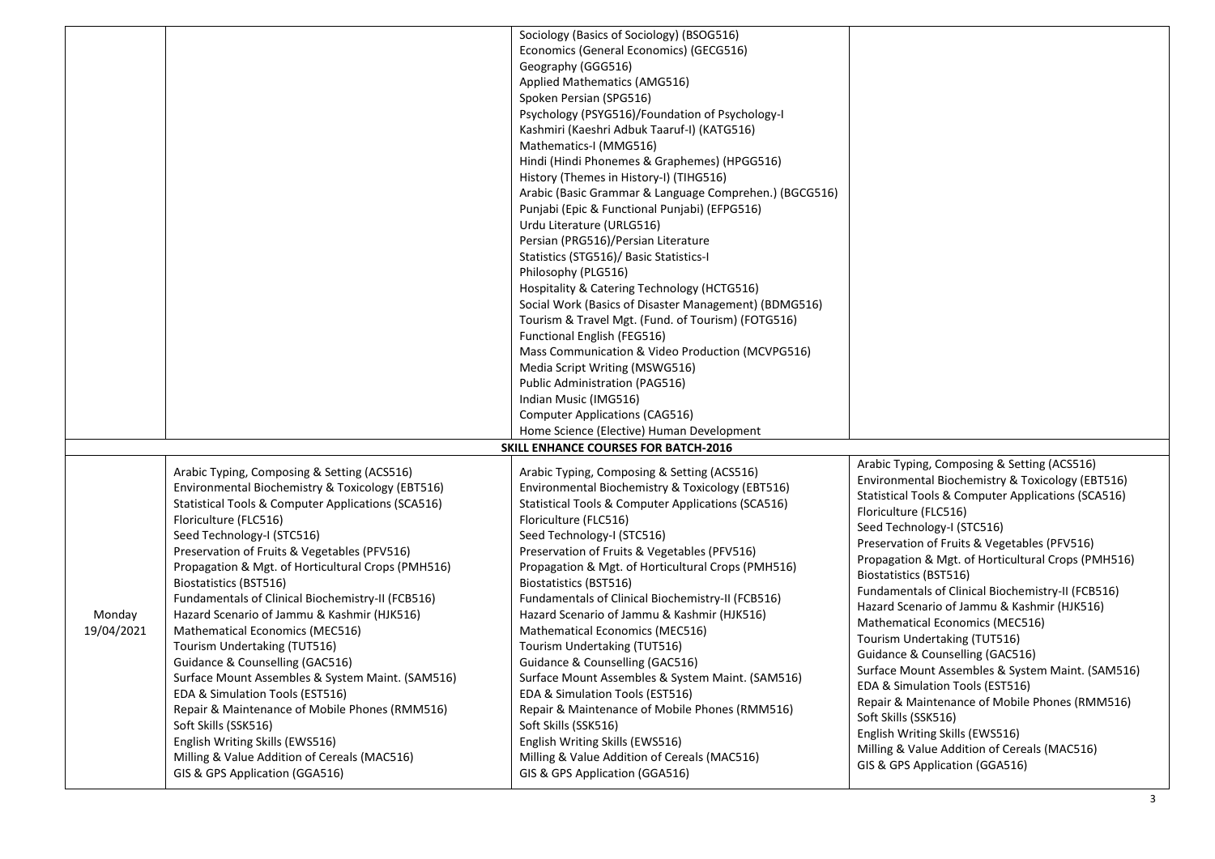| | | | |
|---|---|---|---|
| | | Sociology (Basics of Sociology) (BSOG516)<br>Economics (General Economics) (GECG516)<br>Geography (GGG516)<br>Applied Mathematics (AMG516)<br>Spoken Persian (SPG516)<br>Psychology (PSYG516)/Foundation of Psychology-I<br>Kashmiri (Kaeshri Adbuk Taaruf-I) (KATG516)<br>Mathematics-I (MMG516)<br>Hindi (Hindi Phonemes & Graphemes) (HPGG516)<br>History (Themes in History-I) (TIHG516)<br>Arabic (Basic Grammar & Language Comprehen.) (BGCG516)<br>Punjabi (Epic & Functional Punjabi) (EFPG516)<br>Urdu Literature (URLG516)<br>Persian (PRG516)/Persian Literature<br>Statistics (STG516)/ Basic Statistics-I<br>Philosophy (PLG516)<br>Hospitality & Catering Technology (HCTG516)<br>Social Work (Basics of Disaster Management) (BDMG516)<br>Tourism & Travel Mgt. (Fund. of Tourism) (FOTG516)<br>Functional English (FEG516)<br>Mass Communication & Video Production (MCVPG516)<br>Media Script Writing (MSWG516)<br>Public Administration (PAG516)<br>Indian Music (IMG516)<br>Computer Applications (CAG516)<br>Home Science (Elective) Human Development | |
| **SKILL ENHANCE COURSES FOR BATCH-2016** | | | |
| Monday 19/04/2021 | Arabic Typing, Composing & Setting (ACS516)<br>Environmental Biochemistry & Toxicology (EBT516)<br>Statistical Tools & Computer Applications (SCA516)<br>Floriculture (FLC516)<br>Seed Technology-I (STC516)<br>Preservation of Fruits & Vegetables (PFV516)<br>Propagation & Mgt. of Horticultural Crops (PMH516)<br>Biostatistics (BST516)<br>Fundamentals of Clinical Biochemistry-II (FCB516)<br>Hazard Scenario of Jammu & Kashmir (HJK516)<br>Mathematical Economics (MEC516)<br>Tourism Undertaking (TUT516)<br>Guidance & Counselling (GAC516)<br>Surface Mount Assembles & System Maint. (SAM516)<br>EDA & Simulation Tools (EST516)<br>Repair & Maintenance of Mobile Phones (RMM516)<br>Soft Skills (SSK516)<br>English Writing Skills (EWS516)<br>Milling & Value Addition of Cereals (MAC516)<br>GIS & GPS Application (GGA516) | Arabic Typing, Composing & Setting (ACS516)<br>Environmental Biochemistry & Toxicology (EBT516)<br>Statistical Tools & Computer Applications (SCA516)<br>Floriculture (FLC516)<br>Seed Technology-I (STC516)<br>Preservation of Fruits & Vegetables (PFV516)<br>Propagation & Mgt. of Horticultural Crops (PMH516)<br>Biostatistics (BST516)<br>Fundamentals of Clinical Biochemistry-II (FCB516)<br>Hazard Scenario of Jammu & Kashmir (HJK516)<br>Mathematical Economics (MEC516)<br>Tourism Undertaking (TUT516)<br>Guidance & Counselling (GAC516)<br>Surface Mount Assembles & System Maint. (SAM516)<br>EDA & Simulation Tools (EST516)<br>Repair & Maintenance of Mobile Phones (RMM516)<br>Soft Skills (SSK516)<br>English Writing Skills (EWS516)<br>Milling & Value Addition of Cereals (MAC516)<br>GIS & GPS Application (GGA516) | Arabic Typing, Composing & Setting (ACS516)<br>Environmental Biochemistry & Toxicology (EBT516)<br>Statistical Tools & Computer Applications (SCA516)<br>Floriculture (FLC516)<br>Seed Technology-I (STC516)<br>Preservation of Fruits & Vegetables (PFV516)<br>Propagation & Mgt. of Horticultural Crops (PMH516)<br>Biostatistics (BST516)<br>Fundamentals of Clinical Biochemistry-II (FCB516)<br>Hazard Scenario of Jammu & Kashmir (HJK516)<br>Mathematical Economics (MEC516)<br>Tourism Undertaking (TUT516)<br>Guidance & Counselling (GAC516)<br>Surface Mount Assembles & System Maint. (SAM516)<br>EDA & Simulation Tools (EST516)<br>Repair & Maintenance of Mobile Phones (RMM516)<br>Soft Skills (SSK516)<br>English Writing Skills (EWS516)<br>Milling & Value Addition of Cereals (MAC516)<br>GIS & GPS Application (GGA516) |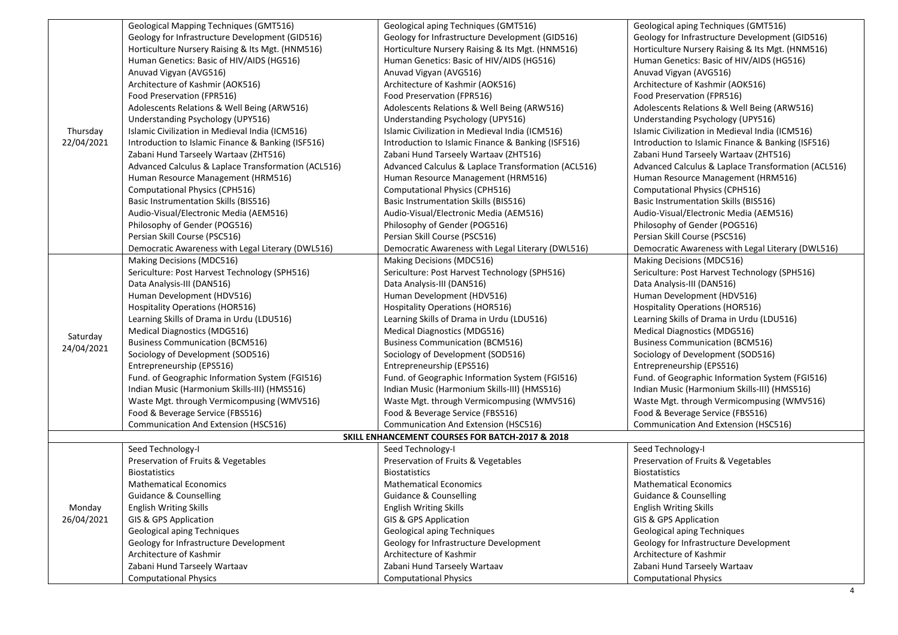| | | | |
|---|---|---|---|
| Thursday 22/04/2021 | Geological Mapping Techniques (GMT516) | Geological aping Techniques (GMT516) | Geological aping Techniques (GMT516) |
| | Geology for Infrastructure Development (GID516) | Geology for Infrastructure Development (GID516) | Geology for Infrastructure Development (GID516) |
| | Horticulture Nursery Raising & Its Mgt. (HNM516) | Horticulture Nursery Raising & Its Mgt. (HNM516) | Horticulture Nursery Raising & Its Mgt. (HNM516) |
| | Human Genetics: Basic of HIV/AIDS (HG516) | Human Genetics: Basic of HIV/AIDS (HG516) | Human Genetics: Basic of HIV/AIDS (HG516) |
| | Anuvad Vigyan (AVG516) | Anuvad Vigyan (AVG516) | Anuvad Vigyan (AVG516) |
| | Architecture of Kashmir (AOK516) | Architecture of Kashmir (AOK516) | Architecture of Kashmir (AOK516) |
| | Food Preservation (FPR516) | Food Preservation (FPR516) | Food Preservation (FPR516) |
| | Adolescents Relations & Well Being (ARW516) | Adolescents Relations & Well Being (ARW516) | Adolescents Relations & Well Being (ARW516) |
| | Understanding Psychology (UPY516) | Understanding Psychology (UPY516) | Understanding Psychology (UPY516) |
| | Islamic Civilization in Medieval India (ICM516) | Islamic Civilization in Medieval India (ICM516) | Islamic Civilization in Medieval India (ICM516) |
| | Introduction to Islamic Finance & Banking (ISF516) | Introduction to Islamic Finance & Banking (ISF516) | Introduction to Islamic Finance & Banking (ISF516) |
| | Zabani Hund Tarseely Wartaav (ZHT516) | Zabani Hund Tarseely Wartaav (ZHT516) | Zabani Hund Tarseely Wartaav (ZHT516) |
| | Advanced Calculus & Laplace Transformation (ACL516) | Advanced Calculus & Laplace Transformation (ACL516) | Advanced Calculus & Laplace Transformation (ACL516) |
| | Human Resource Management (HRM516) | Human Resource Management (HRM516) | Human Resource Management (HRM516) |
| | Computational Physics (CPH516) | Computational Physics (CPH516) | Computational Physics (CPH516) |
| | Basic Instrumentation Skills (BIS516) | Basic Instrumentation Skills (BIS516) | Basic Instrumentation Skills (BIS516) |
| | Audio-Visual/Electronic Media (AEM516) | Audio-Visual/Electronic Media (AEM516) | Audio-Visual/Electronic Media (AEM516) |
| | Philosophy of Gender (POG516) | Philosophy of Gender (POG516) | Philosophy of Gender (POG516) |
| | Persian Skill Course (PSC516) | Persian Skill Course (PSC516) | Persian Skill Course (PSC516) |
| | Democratic Awareness with Legal Literary (DWL516) | Democratic Awareness with Legal Literary (DWL516) | Democratic Awareness with Legal Literary (DWL516) |
| Saturday 24/04/2021 | Making Decisions (MDC516) | Making Decisions (MDC516) | Making Decisions (MDC516) |
| | Sericulture: Post Harvest Technology (SPH516) | Sericulture: Post Harvest Technology (SPH516) | Sericulture: Post Harvest Technology (SPH516) |
| | Data Analysis-III (DAN516) | Data Analysis-III (DAN516) | Data Analysis-III (DAN516) |
| | Human Development (HDV516) | Human Development (HDV516) | Human Development (HDV516) |
| | Hospitality Operations (HOR516) | Hospitality Operations (HOR516) | Hospitality Operations (HOR516) |
| | Learning Skills of Drama in Urdu (LDU516) | Learning Skills of Drama in Urdu (LDU516) | Learning Skills of Drama in Urdu (LDU516) |
| | Medical Diagnostics (MDG516) | Medical Diagnostics (MDG516) | Medical Diagnostics (MDG516) |
| | Business Communication (BCM516) | Business Communication (BCM516) | Business Communication (BCM516) |
| | Sociology of Development (SOD516) | Sociology of Development (SOD516) | Sociology of Development (SOD516) |
| | Entrepreneurship (EPS516) | Entrepreneurship (EPS516) | Entrepreneurship (EPS516) |
| | Fund. of Geographic Information System (FGI516) | Fund. of Geographic Information System (FGI516) | Fund. of Geographic Information System (FGI516) |
| | Indian Music (Harmonium Skills-III) (HMS516) | Indian Music (Harmonium Skills-III) (HMS516) | Indian Music (Harmonium Skills-III) (HMS516) |
| | Waste Mgt. through Vermicompusing (WMV516) | Waste Mgt. through Vermicompusing (WMV516) | Waste Mgt. through Vermicompusing (WMV516) |
| | Food & Beverage Service (FBS516) | Food & Beverage Service (FBS516) | Food & Beverage Service (FBS516) |
| | Communication And Extension (HSC516) | Communication And Extension (HSC516) | Communication And Extension (HSC516) |
| **SKILL ENHANCEMENT COURSES FOR BATCH-2017 & 2018** | | | |
| Monday 26/04/2021 | Seed Technology-I | Seed Technology-I | Seed Technology-I |
| | Preservation of Fruits & Vegetables | Preservation of Fruits & Vegetables | Preservation of Fruits & Vegetables |
| | Biostatistics | Biostatistics | Biostatistics |
| | Mathematical Economics | Mathematical Economics | Mathematical Economics |
| | Guidance & Counselling | Guidance & Counselling | Guidance & Counselling |
| | English Writing Skills | English Writing Skills | English Writing Skills |
| | GIS & GPS Application | GIS & GPS Application | GIS & GPS Application |
| | Geological aping Techniques | Geological aping Techniques | Geological aping Techniques |
| | Geology for Infrastructure Development | Geology for Infrastructure Development | Geology for Infrastructure Development |
| | Architecture of Kashmir | Architecture of Kashmir | Architecture of Kashmir |
| | Zabani Hund Tarseely Wartaav | Zabani Hund Tarseely Wartaav | Zabani Hund Tarseely Wartaav |
| | Computational Physics | Computational Physics | Computational Physics |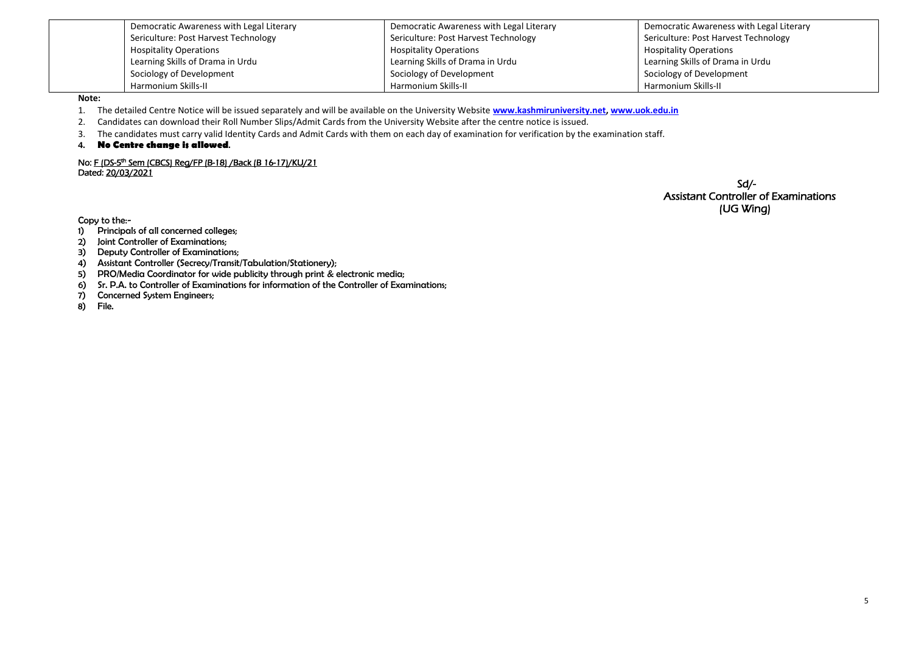| | | | |
|---|---|---|---|
| | Democratic Awareness with Legal Literary | Democratic Awareness with Legal Literary | Democratic Awareness with Legal Literary |
| | Sericulture: Post Harvest Technology | Sericulture: Post Harvest Technology | Sericulture: Post Harvest Technology |
| | Hospitality Operations | Hospitality Operations | Hospitality Operations |
| | Learning Skills of Drama in Urdu | Learning Skills of Drama in Urdu | Learning Skills of Drama in Urdu |
| | Sociology of Development | Sociology of Development | Sociology of Development |
| | Harmonium Skills-II | Harmonium Skills-II | Harmonium Skills-II |

**Note:**

1. The detailed Centre Notice will be issued separately and will be available on the University Website **www.kashmiruniversity.net, www.uok.edu.in**
2. Candidates can download their Roll Number Slips/Admit Cards from the University Website after the centre notice is issued.
3. The candidates must carry valid Identity Cards and Admit Cards with them on each day of examination for verification by the examination staff.
4. **No Centre change is allowed**.

No: F (DS-5th Sem (CBCS) Reg/FP (B-18) /Back (B 16-17)/KU/21
Dated: 20/03/2021

Sd/-
Assistant Controller of Examinations
(UG Wing)

Copy to the:-

1) Principals of all concerned colleges;
2) Joint Controller of Examinations;
3) Deputy Controller of Examinations;
4) Assistant Controller (Secrecy/Transit/Tabulation/Stationery);
5) PRO/Media Coordinator for wide publicity through print & electronic media;
6) Sr. P.A. to Controller of Examinations for information of the Controller of Examinations;
7) Concerned System Engineers;
8) File.